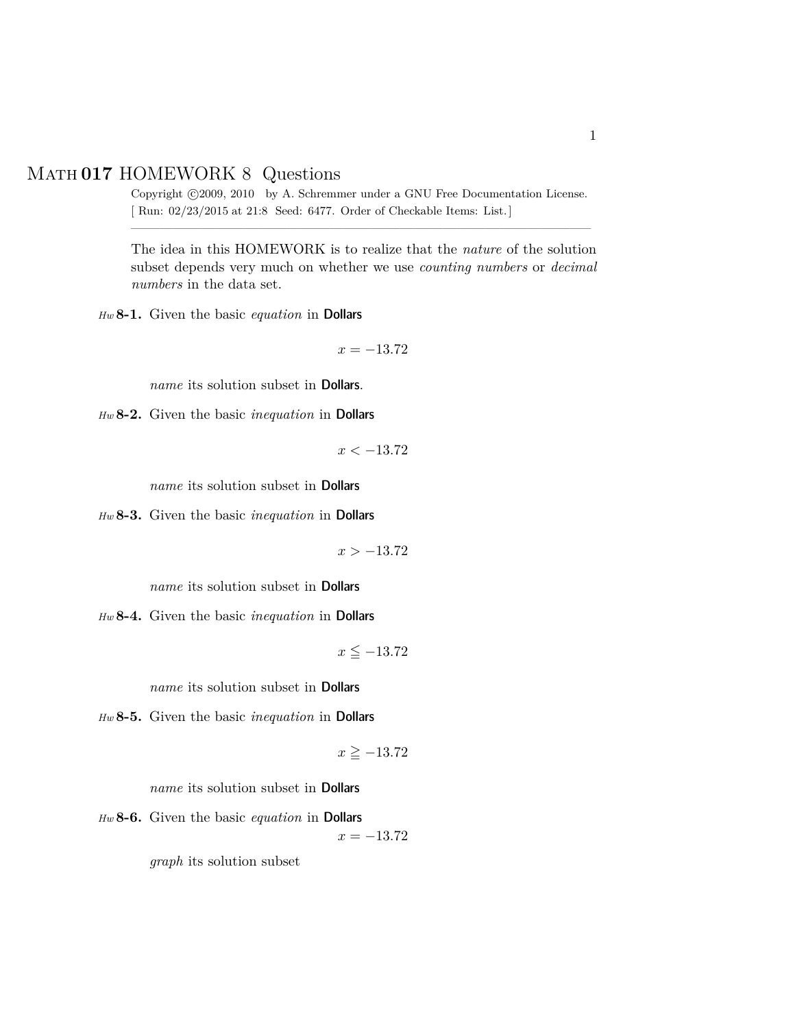# MATH **017** HOMEWORK 8 Questions

Copyright ©2009, 2010 by A. Schremmer under a GNU Free Documentation License.
[ Run: 02/23/2015 at 21:8 Seed: 6477. Order of Checkable Items: List.]

---

The idea in this HOMEWORK is to realize that the *nature* of the solution subset depends very much on whether we use *counting numbers* or *decimal numbers* in the data set.

*Hw* **8-1.** Given the basic *equation* in **Dollars**

$$x = -13.72$$

*name* its solution subset in **Dollars**.

*Hw* **8-2.** Given the basic *inequation* in **Dollars**

$$x < -13.72$$

*name* its solution subset in **Dollars**

*Hw* **8-3.** Given the basic *inequation* in **Dollars**

$$x > -13.72$$

*name* its solution subset in **Dollars**

*Hw* **8-4.** Given the basic *inequation* in **Dollars**

$$x \leqq -13.72$$

*name* its solution subset in **Dollars**

*Hw* **8-5.** Given the basic *inequation* in **Dollars**

$$x \geqq -13.72$$

*name* its solution subset in **Dollars**

*Hw* **8-6.** Given the basic *equation* in **Dollars**

$$x = -13.72$$

*graph* its solution subset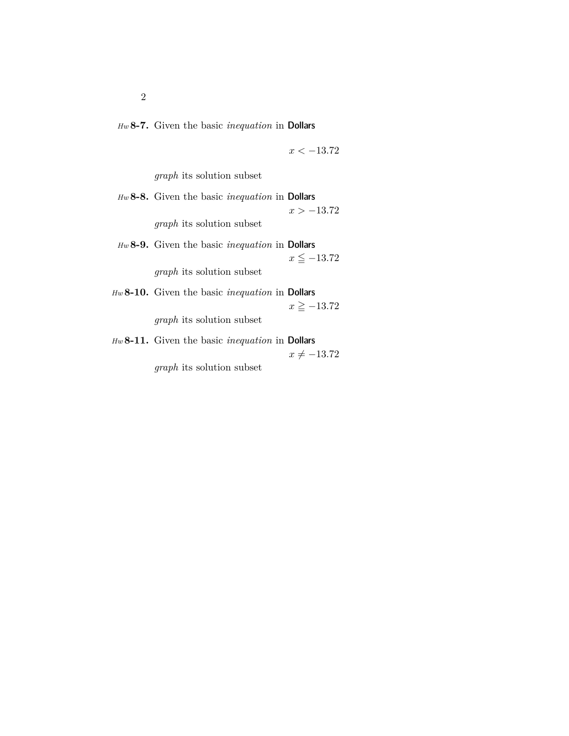*Hw* **8-7.** Given the basic *inequation* in **Dollars**

$$x < -13.72$$

*graph* its solution subset

*Hw* **8-8.** Given the basic *inequation* in **Dollars**

$$x > -13.72$$

*graph* its solution subset

*Hw* **8-9.** Given the basic *inequation* in **Dollars**

$$x \leqq -13.72$$

*graph* its solution subset

*Hw* **8-10.** Given the basic *inequation* in **Dollars**

$$x \geqq -13.72$$

*graph* its solution subset

*Hw* **8-11.** Given the basic *inequation* in **Dollars**

$$x \neq -13.72$$

*graph* its solution subset